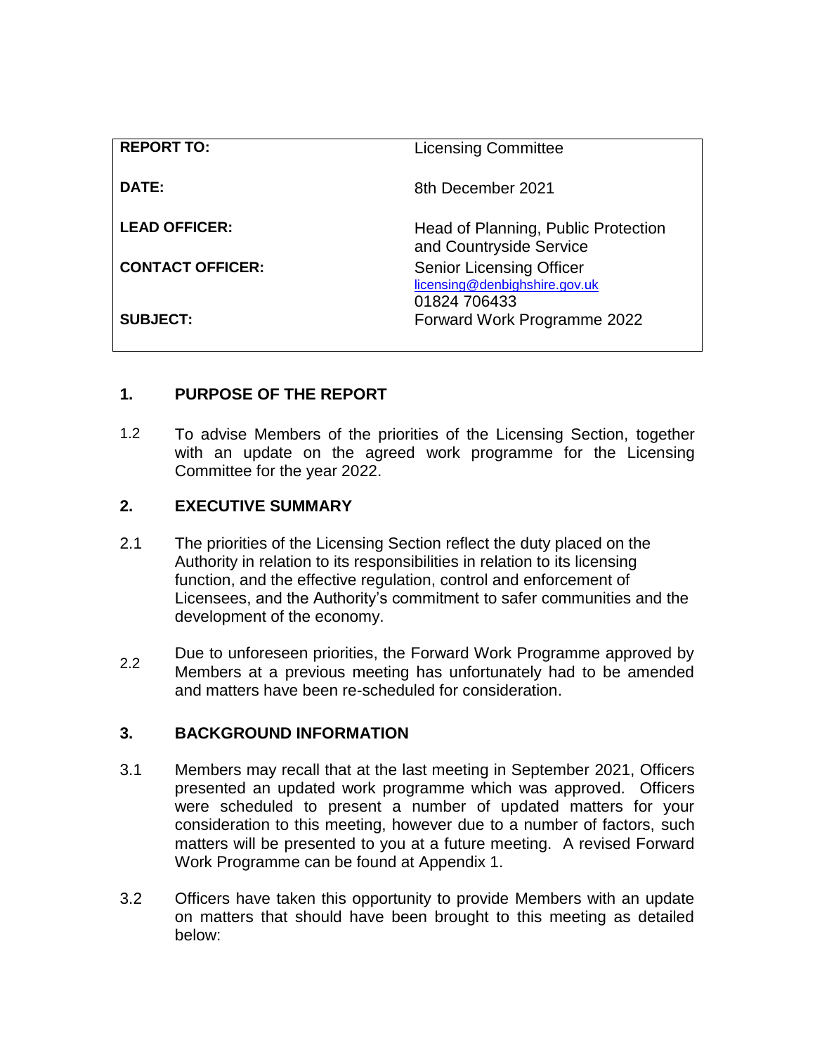| | |
|---|---|
| **REPORT TO:** | Licensing Committee |
| **DATE:** | 8th December 2021 |
| **LEAD OFFICER:** | Head of Planning, Public Protection and Countryside Service |
| **CONTACT OFFICER:** | Senior Licensing Officer<br>licensing@denbighshire.gov.uk<br>01824 706433 |
| **SUBJECT:** | Forward Work Programme 2022 |

## 1. PURPOSE OF THE REPORT

1.2 To advise Members of the priorities of the Licensing Section, together with an update on the agreed work programme for the Licensing Committee for the year 2022.

## 2. EXECUTIVE SUMMARY

2.1 The priorities of the Licensing Section reflect the duty placed on the Authority in relation to its responsibilities in relation to its licensing function, and the effective regulation, control and enforcement of Licensees, and the Authority's commitment to safer communities and the development of the economy.

2.2 Due to unforeseen priorities, the Forward Work Programme approved by Members at a previous meeting has unfortunately had to be amended and matters have been re-scheduled for consideration.

## 3. BACKGROUND INFORMATION

3.1 Members may recall that at the last meeting in September 2021, Officers presented an updated work programme which was approved. Officers were scheduled to present a number of updated matters for your consideration to this meeting, however due to a number of factors, such matters will be presented to you at a future meeting. A revised Forward Work Programme can be found at Appendix 1.

3.2 Officers have taken this opportunity to provide Members with an update on matters that should have been brought to this meeting as detailed below: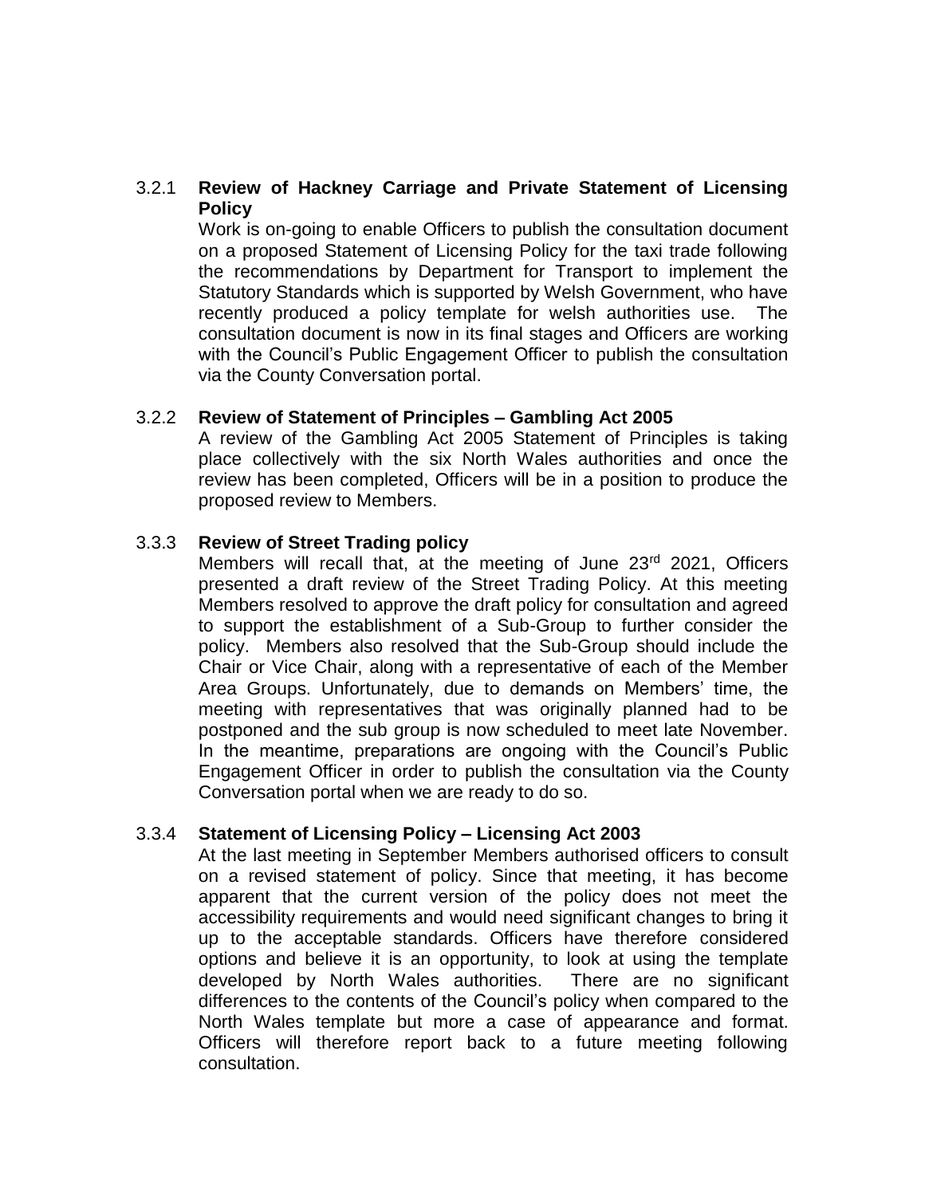### 3.2.1 Review of Hackney Carriage and Private Statement of Licensing Policy

Work is on-going to enable Officers to publish the consultation document on a proposed Statement of Licensing Policy for the taxi trade following the recommendations by Department for Transport to implement the Statutory Standards which is supported by Welsh Government, who have recently produced a policy template for welsh authorities use. The consultation document is now in its final stages and Officers are working with the Council's Public Engagement Officer to publish the consultation via the County Conversation portal.

### 3.2.2 Review of Statement of Principles – Gambling Act 2005

A review of the Gambling Act 2005 Statement of Principles is taking place collectively with the six North Wales authorities and once the review has been completed, Officers will be in a position to produce the proposed review to Members.

### 3.3.3 Review of Street Trading policy

Members will recall that, at the meeting of June 23rd 2021, Officers presented a draft review of the Street Trading Policy. At this meeting Members resolved to approve the draft policy for consultation and agreed to support the establishment of a Sub-Group to further consider the policy. Members also resolved that the Sub-Group should include the Chair or Vice Chair, along with a representative of each of the Member Area Groups. Unfortunately, due to demands on Members' time, the meeting with representatives that was originally planned had to be postponed and the sub group is now scheduled to meet late November. In the meantime, preparations are ongoing with the Council's Public Engagement Officer in order to publish the consultation via the County Conversation portal when we are ready to do so.

### 3.3.4 Statement of Licensing Policy – Licensing Act 2003

At the last meeting in September Members authorised officers to consult on a revised statement of policy. Since that meeting, it has become apparent that the current version of the policy does not meet the accessibility requirements and would need significant changes to bring it up to the acceptable standards. Officers have therefore considered options and believe it is an opportunity, to look at using the template developed by North Wales authorities. There are no significant differences to the contents of the Council's policy when compared to the North Wales template but more a case of appearance and format. Officers will therefore report back to a future meeting following consultation.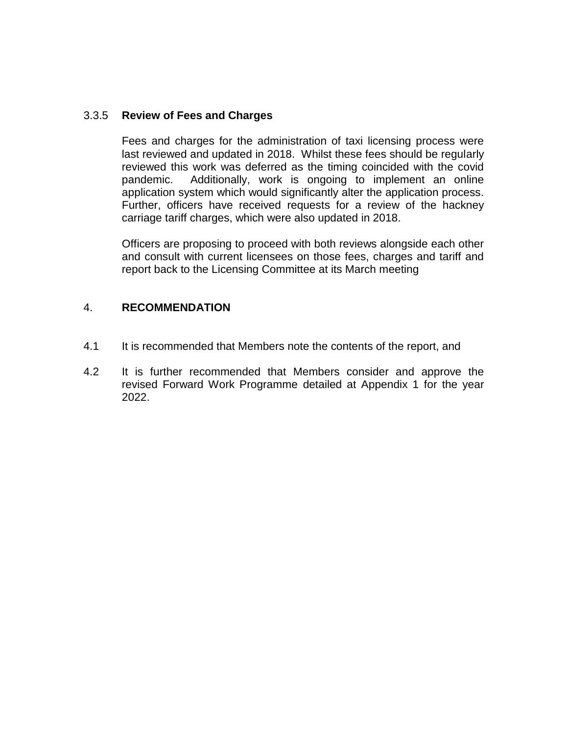### 3.3.5 **Review of Fees and Charges**

Fees and charges for the administration of taxi licensing process were last reviewed and updated in 2018. Whilst these fees should be regularly reviewed this work was deferred as the timing coincided with the covid pandemic. Additionally, work is ongoing to implement an online application system which would significantly alter the application process. Further, officers have received requests for a review of the hackney carriage tariff charges, which were also updated in 2018.

Officers are proposing to proceed with both reviews alongside each other and consult with current licensees on those fees, charges and tariff and report back to the Licensing Committee at its March meeting

## 4. **RECOMMENDATION**

4.1 It is recommended that Members note the contents of the report, and

4.2 It is further recommended that Members consider and approve the revised Forward Work Programme detailed at Appendix 1 for the year 2022.